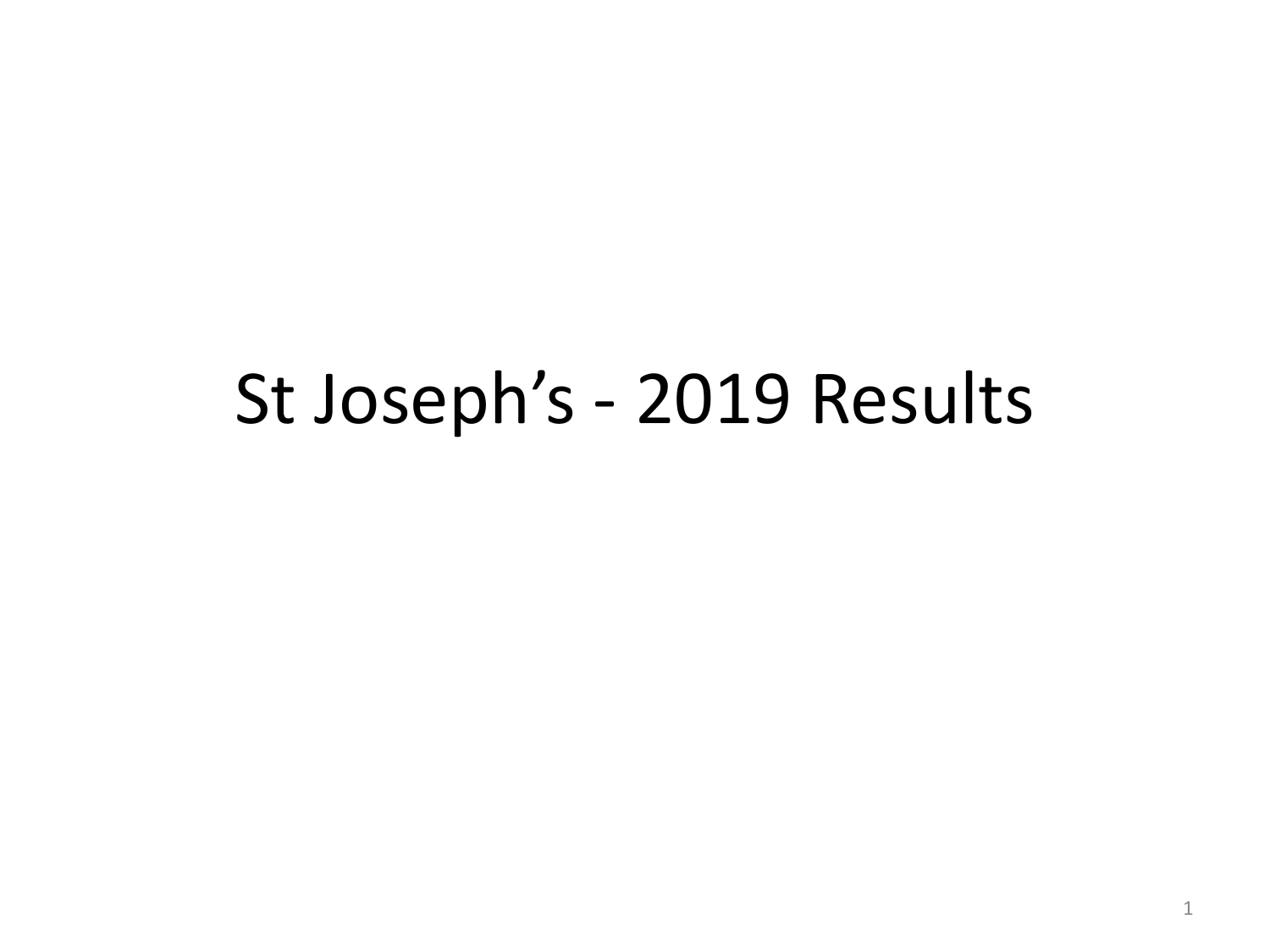# St Joseph’s - 2019 Results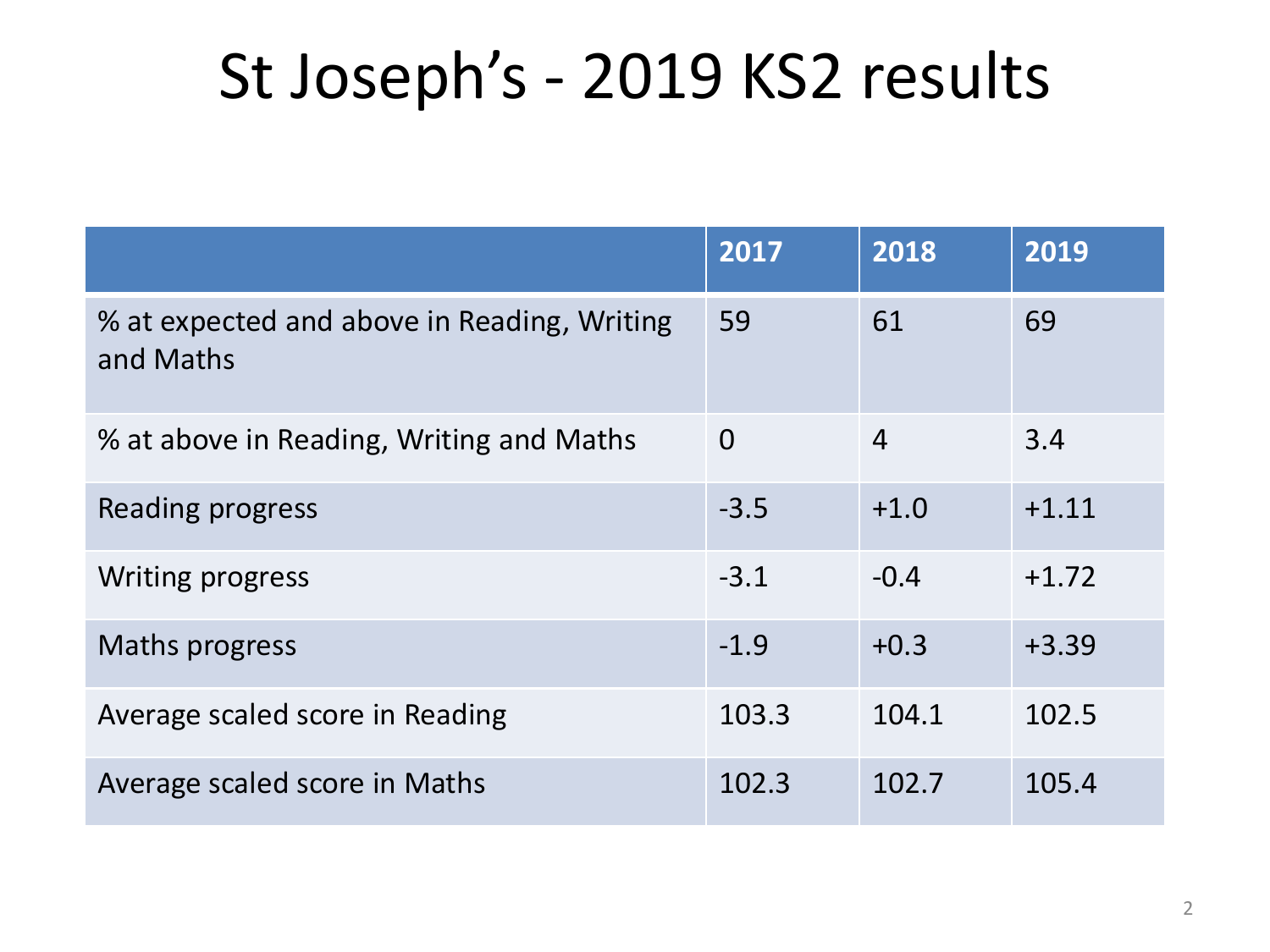# St Joseph's - 2019 KS2 results

| | 2017 | 2018 | 2019 |
|---|---|---|---|
| % at expected and above in Reading, Writing and Maths | 59 | 61 | 69 |
| % at above in Reading, Writing and Maths | 0 | 4 | 3.4 |
| Reading progress | -3.5 | +1.0 | +1.11 |
| Writing progress | -3.1 | -0.4 | +1.72 |
| Maths progress | -1.9 | +0.3 | +3.39 |
| Average scaled score in Reading | 103.3 | 104.1 | 102.5 |
| Average scaled score in Maths | 102.3 | 102.7 | 105.4 |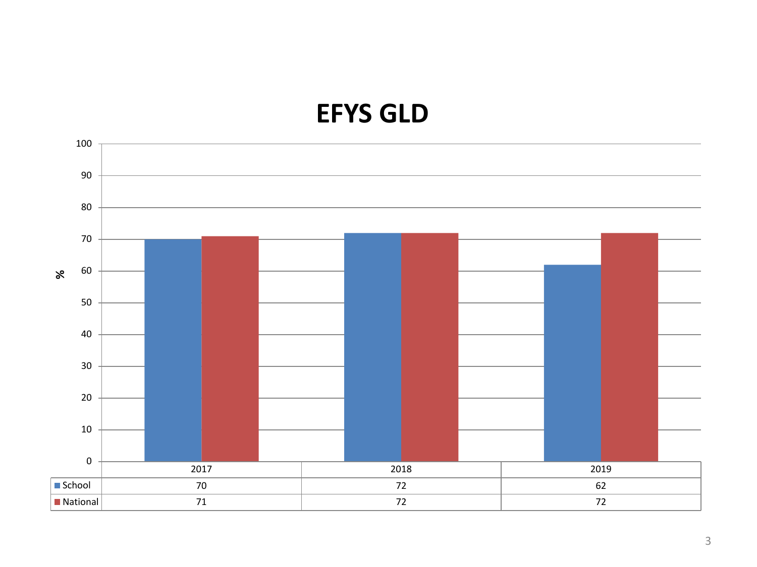# EFYS GLD

| | 2017 | 2018 | 2019 |
|---|---|---|---|
| School | 70 | 72 | 62 |
| National | 71 | 72 | 72 |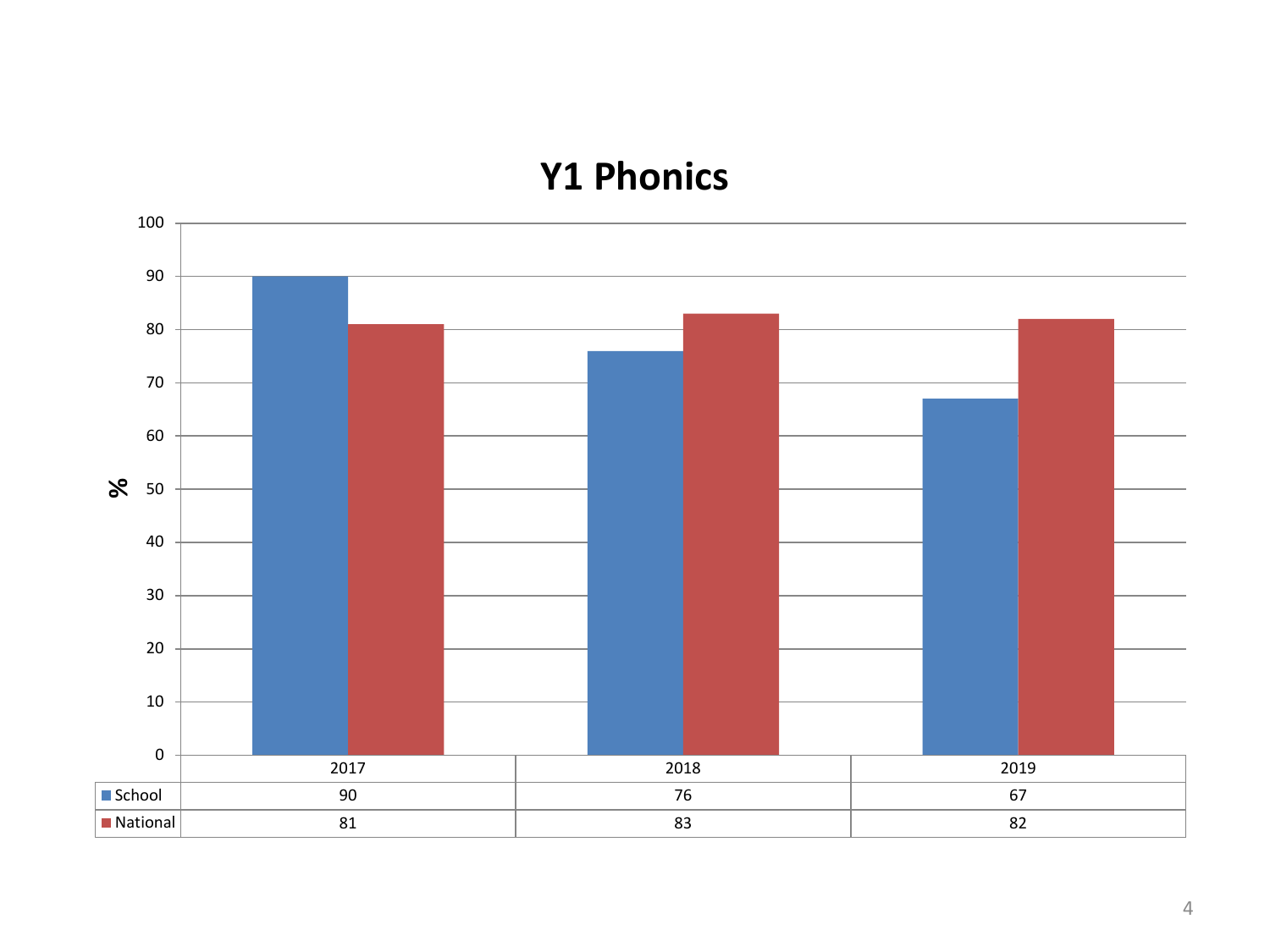# Y1 Phonics

| | 2017 | 2018 | 2019 |
|---|---|---|---|
| School | 90 | 76 | 67 |
| National | 81 | 83 | 82 |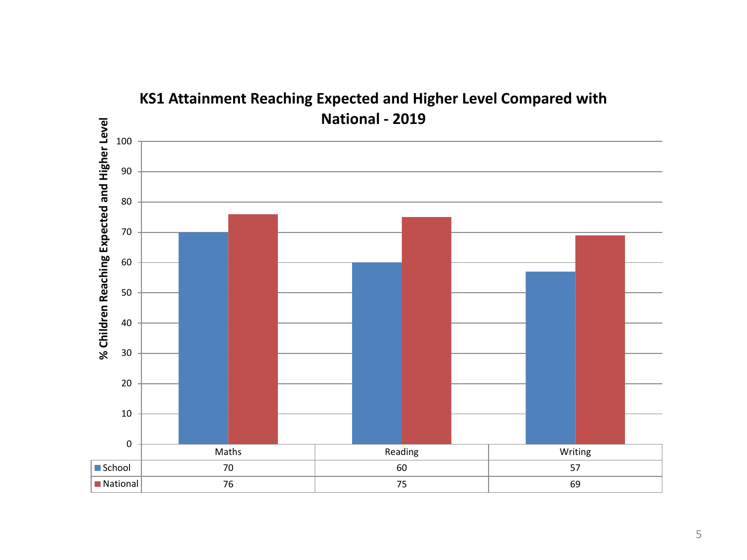## KS1 Attainment Reaching Expected and Higher Level Compared with National - 2019

% Children Reaching Expected and Higher Level

| | Maths | Reading | Writing |
|---|---|---|---|
| School | 70 | 60 | 57 |
| National | 76 | 75 | 69 |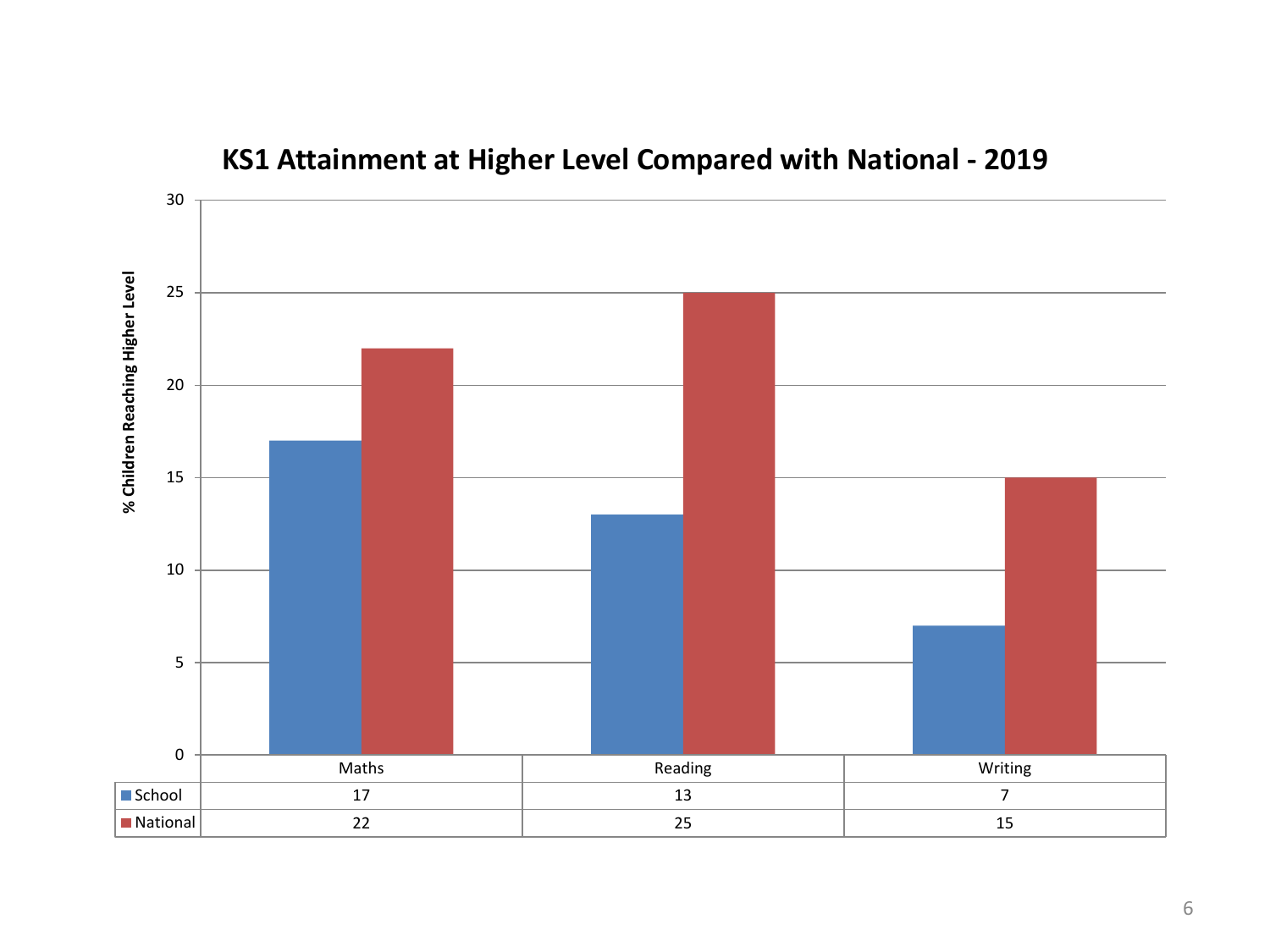## KS1 Attainment at Higher Level Compared with National - 2019

% Children Reaching Higher Level

| | Maths | Reading | Writing |
|---|---|---|---|
| School | 17 | 13 | 7 |
| National | 22 | 25 | 15 |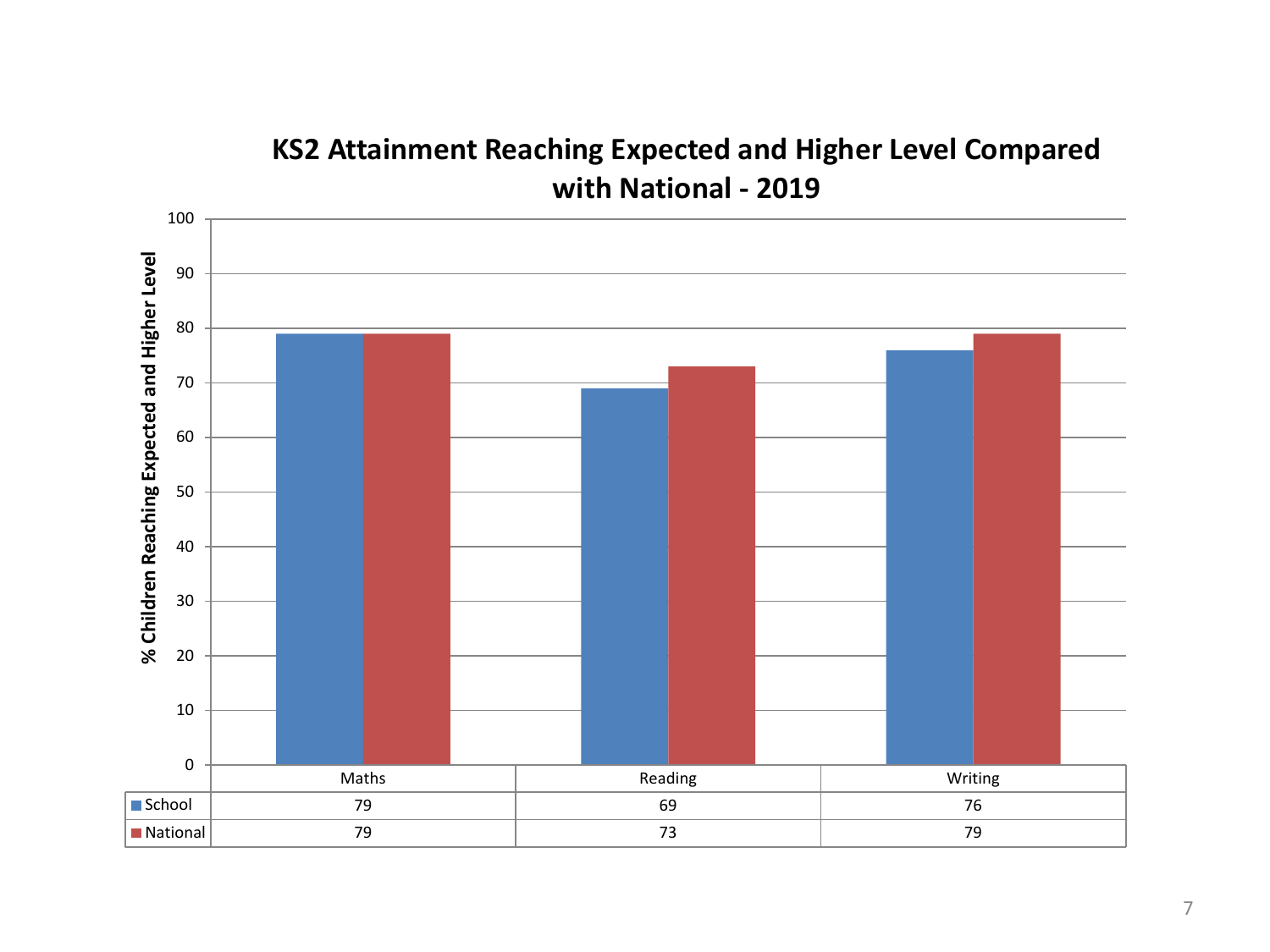## KS2 Attainment Reaching Expected and Higher Level Compared with National - 2019

% Children Reaching Expected and Higher Level

| | Maths | Reading | Writing |
|---|---|---|---|
| School | 79 | 69 | 76 |
| National | 79 | 73 | 79 |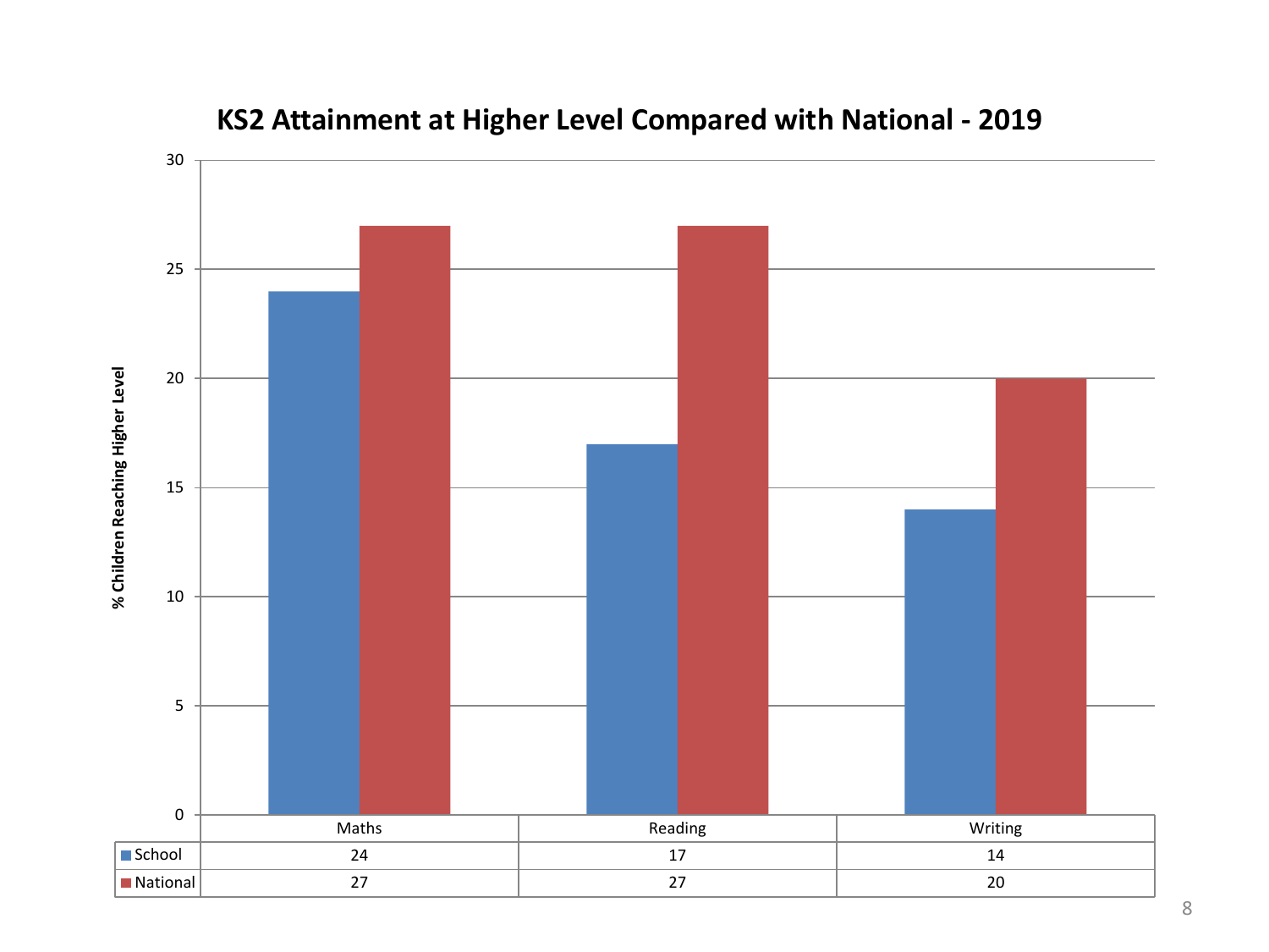## KS2 Attainment at Higher Level Compared with National - 2019

% Children Reaching Higher Level

30
25
20
15
10
5
0

Maths
Reading
Writing

School 24 17 14

National 27 27 20